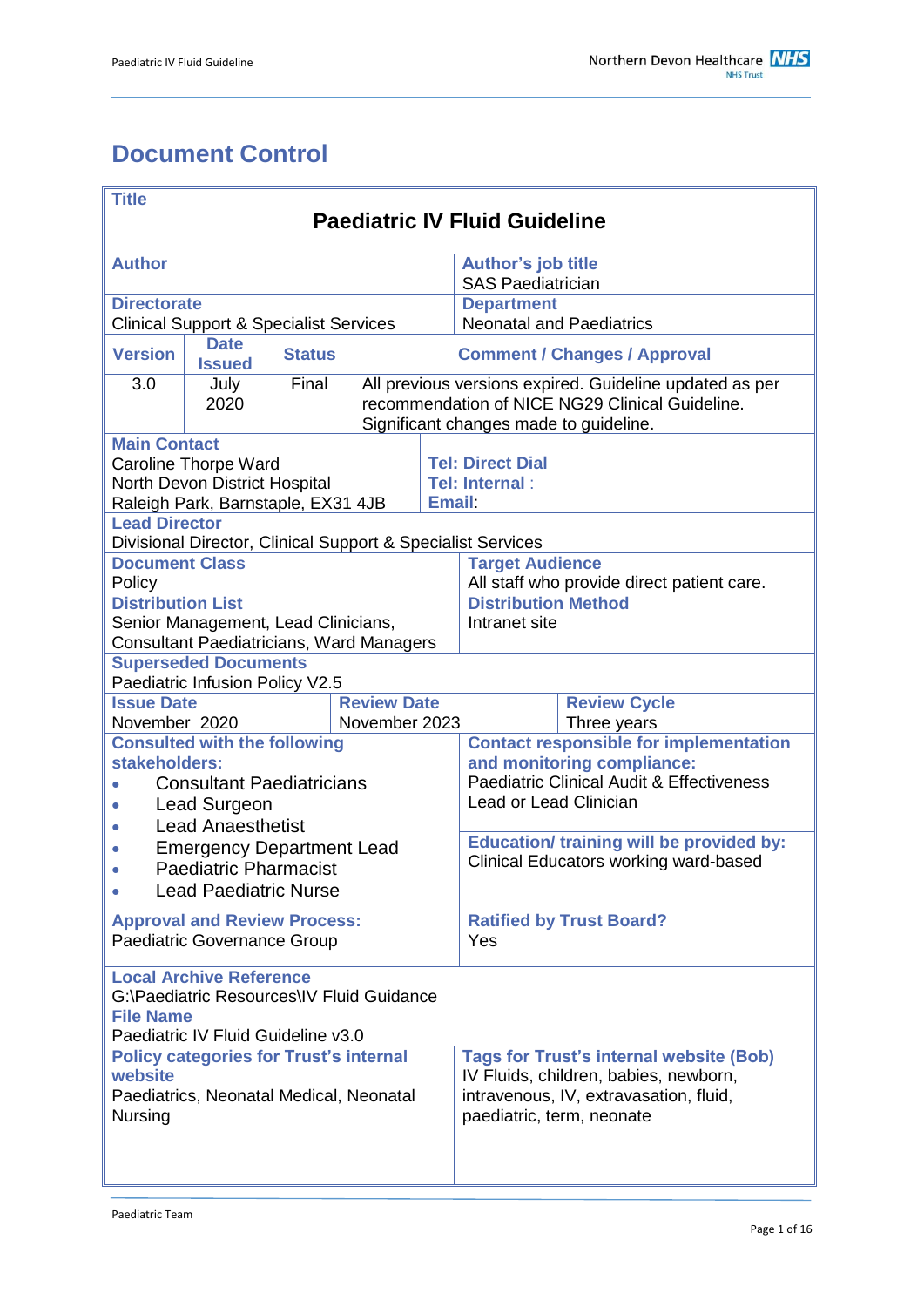# Document Control

| **Title** | | | | | |
|---|---|---|---|---|---|
| **Paediatric IV Fluid Guideline** | | | | | |
| **Author** | | | | **Author's job title**<br>SAS Paediatrician | |
| **Directorate**<br>Clinical Support & Specialist Services | | | | **Department**<br>Neonatal and Paediatrics | |
| **Version** | **Date Issued** | **Status** | **Comment / Changes / Approval** | | |
| 3.0 | July 2020 | Final | All previous versions expired. Guideline updated as per recommendation of NICE NG29 Clinical Guideline. Significant changes made to guideline. | | |
| **Main Contact**<br>Caroline Thorpe Ward<br>North Devon District Hospital<br>Raleigh Park, Barnstaple, EX31 4JB | | | | **Tel: Direct Dial**<br>**Tel: Internal** :<br>**Email**: | |
| **Lead Director**<br>Divisional Director, Clinical Support & Specialist Services | | | | | |
| **Document Class**<br>Policy | | | | **Target Audience**<br>All staff who provide direct patient care. | |
| **Distribution List**<br>Senior Management, Lead Clinicians, Consultant Paediatricians, Ward Managers | | | | **Distribution Method**<br>Intranet site | |
| **Superseded Documents**<br>Paediatric Infusion Policy V2.5 | | | | | |
| **Issue Date**<br>November 2020 | | | **Review Date**<br>November 2023 | | **Review Cycle**<br>Three years |
| **Consulted with the following stakeholders:**<br>• Consultant Paediatricians<br>• Lead Surgeon<br>• Lead Anaesthetist<br>• Emergency Department Lead<br>• Paediatric Pharmacist<br>• Lead Paediatric Nurse | | | | **Contact responsible for implementation and monitoring compliance:**<br>Paediatric Clinical Audit & Effectiveness Lead or Lead Clinician<br><br>**Education/ training will be provided by:**<br>Clinical Educators working ward-based | |
| **Approval and Review Process:**<br>Paediatric Governance Group | | | | **Ratified by Trust Board?**<br>Yes | |
| **Local Archive Reference**<br>G:\Paediatric Resources\IV Fluid Guidance<br>**File Name**<br>Paediatric IV Fluid Guideline v3.0 | | | | | |
| **Policy categories for Trust's internal website**<br>Paediatrics, Neonatal Medical, Neonatal Nursing | | | | **Tags for Trust's internal website (Bob)**<br>IV Fluids, children, babies, newborn, intravenous, IV, extravasation, fluid, paediatric, term, neonate | |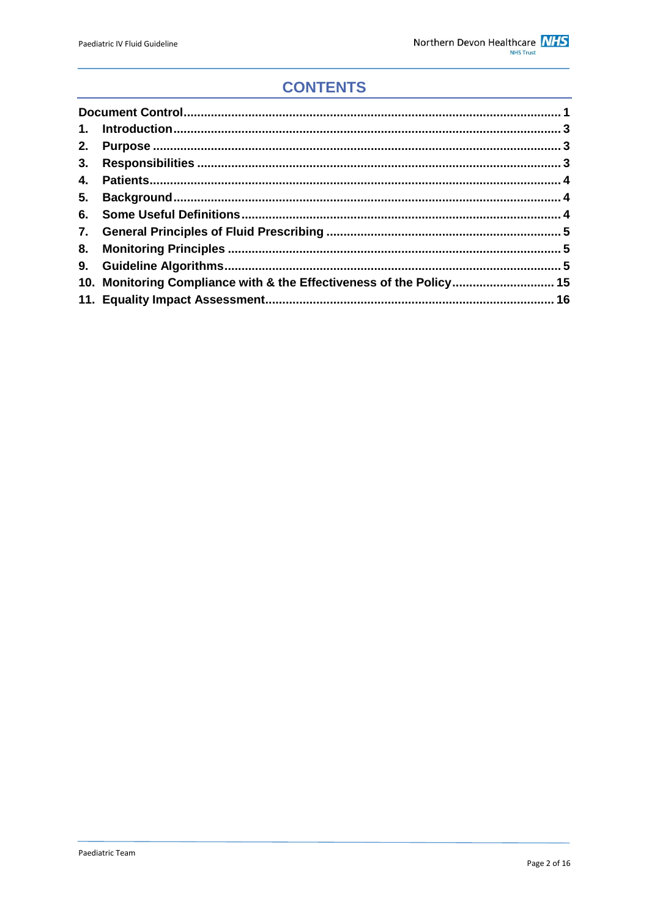# CONTENTS

| | | |
|---|---|---|
| **Document Control** | | **1** |
| **1.** | **Introduction** | **3** |
| **2.** | **Purpose** | **3** |
| **3.** | **Responsibilities** | **3** |
| **4.** | **Patients** | **4** |
| **5.** | **Background** | **4** |
| **6.** | **Some Useful Definitions** | **4** |
| **7.** | **General Principles of Fluid Prescribing** | **5** |
| **8.** | **Monitoring Principles** | **5** |
| **9.** | **Guideline Algorithms** | **5** |
| **10.** | **Monitoring Compliance with & the Effectiveness of the Policy** | **15** |
| **11.** | **Equality Impact Assessment** | **16** |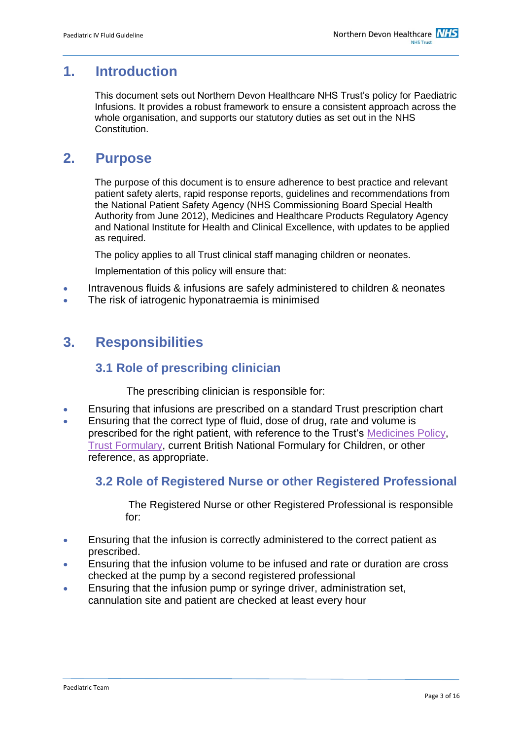# 1. Introduction

This document sets out Northern Devon Healthcare NHS Trust's policy for Paediatric Infusions. It provides a robust framework to ensure a consistent approach across the whole organisation, and supports our statutory duties as set out in the NHS Constitution.

# 2. Purpose

The purpose of this document is to ensure adherence to best practice and relevant patient safety alerts, rapid response reports, guidelines and recommendations from the National Patient Safety Agency (NHS Commissioning Board Special Health Authority from June 2012), Medicines and Healthcare Products Regulatory Agency and National Institute for Health and Clinical Excellence, with updates to be applied as required.

The policy applies to all Trust clinical staff managing children or neonates.

Implementation of this policy will ensure that:

- Intravenous fluids & infusions are safely administered to children & neonates
- The risk of iatrogenic hyponatraemia is minimised

# 3. Responsibilities

## 3.1 Role of prescribing clinician

The prescribing clinician is responsible for:

- Ensuring that infusions are prescribed on a standard Trust prescription chart
- Ensuring that the correct type of fluid, dose of drug, rate and volume is prescribed for the right patient, with reference to the Trust's Medicines Policy, Trust Formulary, current British National Formulary for Children, or other reference, as appropriate.

## 3.2 Role of Registered Nurse or other Registered Professional

The Registered Nurse or other Registered Professional is responsible for:

- Ensuring that the infusion is correctly administered to the correct patient as prescribed.
- Ensuring that the infusion volume to be infused and rate or duration are cross checked at the pump by a second registered professional
- Ensuring that the infusion pump or syringe driver, administration set, cannulation site and patient are checked at least every hour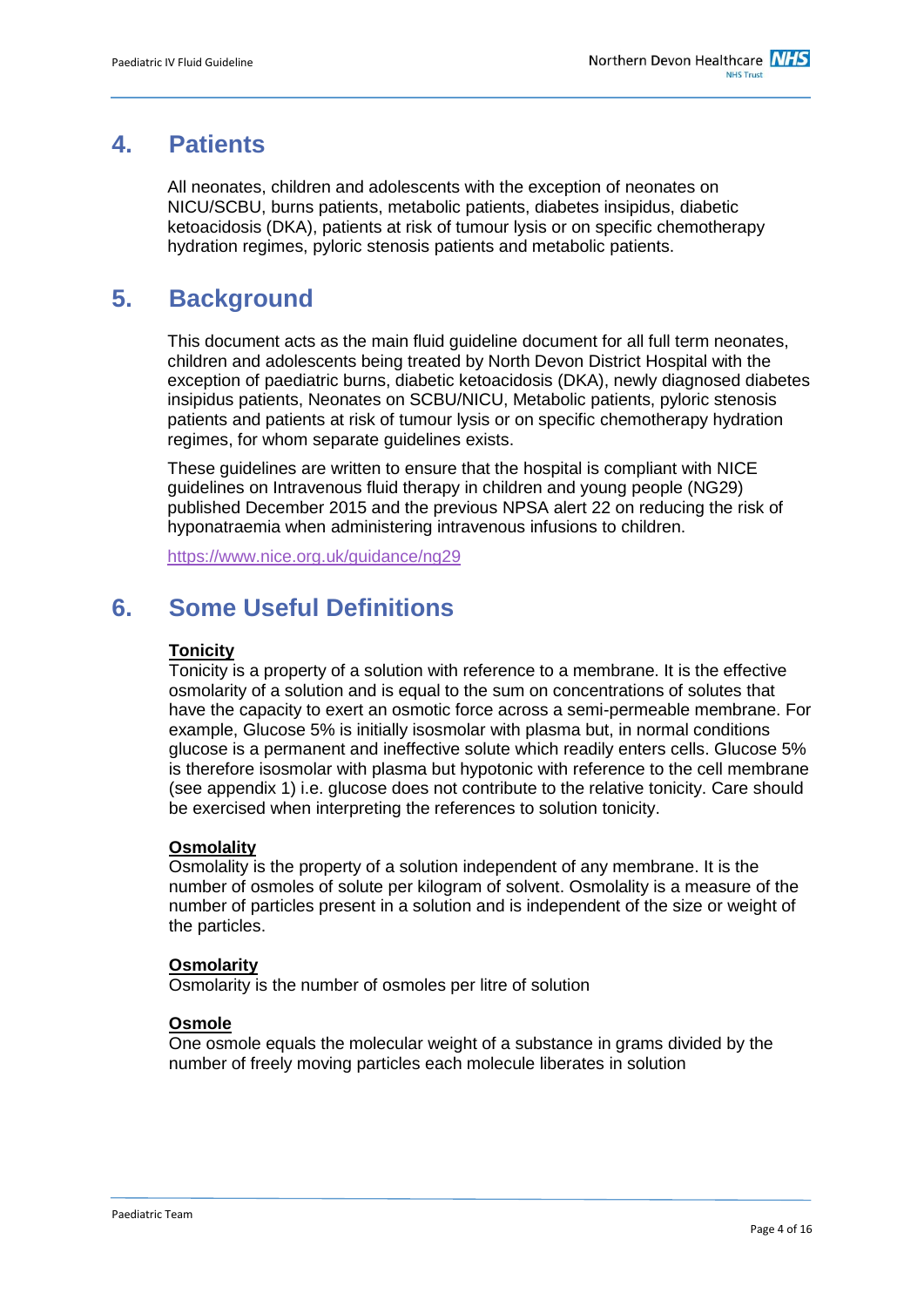## 4. Patients

All neonates, children and adolescents with the exception of neonates on NICU/SCBU, burns patients, metabolic patients, diabetes insipidus, diabetic ketoacidosis (DKA), patients at risk of tumour lysis or on specific chemotherapy hydration regimes, pyloric stenosis patients and metabolic patients.

## 5. Background

This document acts as the main fluid guideline document for all full term neonates, children and adolescents being treated by North Devon District Hospital with the exception of paediatric burns, diabetic ketoacidosis (DKA), newly diagnosed diabetes insipidus patients, Neonates on SCBU/NICU, Metabolic patients, pyloric stenosis patients and patients at risk of tumour lysis or on specific chemotherapy hydration regimes, for whom separate guidelines exists.

These guidelines are written to ensure that the hospital is compliant with NICE guidelines on Intravenous fluid therapy in children and young people (NG29) published December 2015 and the previous NPSA alert 22 on reducing the risk of hyponatraemia when administering intravenous infusions to children.

https://www.nice.org.uk/guidance/ng29

## 6. Some Useful Definitions

**Tonicity**
Tonicity is a property of a solution with reference to a membrane. It is the effective osmolarity of a solution and is equal to the sum on concentrations of solutes that have the capacity to exert an osmotic force across a semi-permeable membrane. For example, Glucose 5% is initially isosmolar with plasma but, in normal conditions glucose is a permanent and ineffective solute which readily enters cells. Glucose 5% is therefore isosmolar with plasma but hypotonic with reference to the cell membrane (see appendix 1) i.e. glucose does not contribute to the relative tonicity. Care should be exercised when interpreting the references to solution tonicity.

**Osmolality**
Osmolality is the property of a solution independent of any membrane. It is the number of osmoles of solute per kilogram of solvent. Osmolality is a measure of the number of particles present in a solution and is independent of the size or weight of the particles.

**Osmolarity**
Osmolarity is the number of osmoles per litre of solution

**Osmole**
One osmole equals the molecular weight of a substance in grams divided by the number of freely moving particles each molecule liberates in solution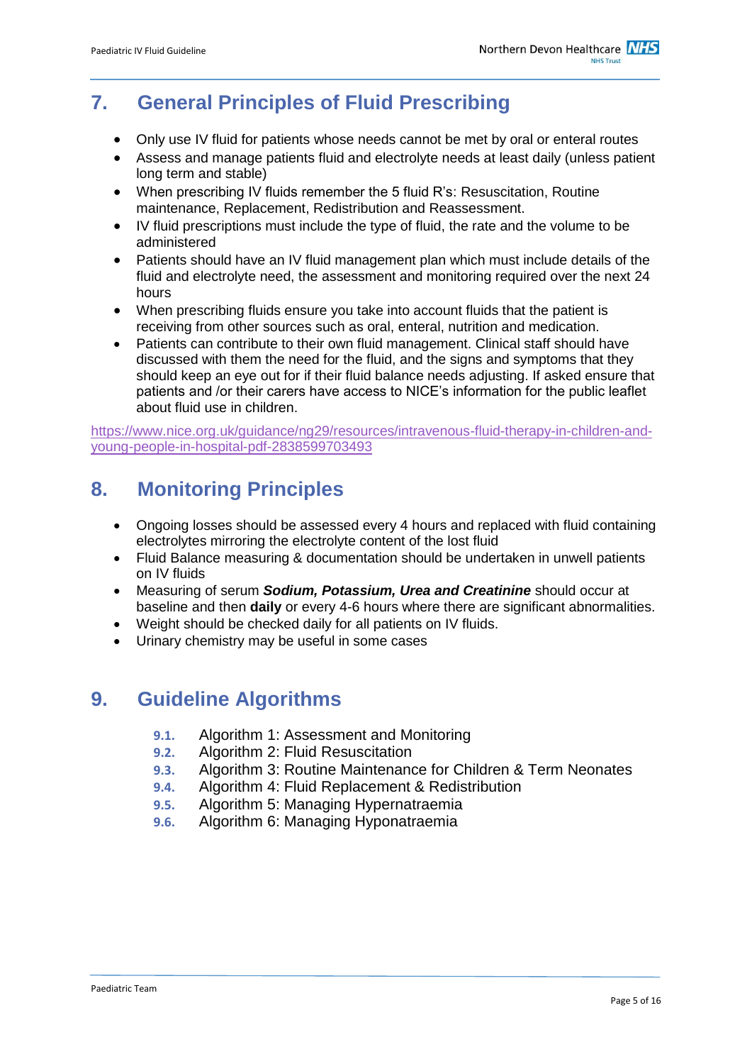## 7. General Principles of Fluid Prescribing

- Only use IV fluid for patients whose needs cannot be met by oral or enteral routes
- Assess and manage patients fluid and electrolyte needs at least daily (unless patient long term and stable)
- When prescribing IV fluids remember the 5 fluid R's: Resuscitation, Routine maintenance, Replacement, Redistribution and Reassessment.
- IV fluid prescriptions must include the type of fluid, the rate and the volume to be administered
- Patients should have an IV fluid management plan which must include details of the fluid and electrolyte need, the assessment and monitoring required over the next 24 hours
- When prescribing fluids ensure you take into account fluids that the patient is receiving from other sources such as oral, enteral, nutrition and medication.
- Patients can contribute to their own fluid management. Clinical staff should have discussed with them the need for the fluid, and the signs and symptoms that they should keep an eye out for if their fluid balance needs adjusting. If asked ensure that patients and /or their carers have access to NICE's information for the public leaflet about fluid use in children.

https://www.nice.org.uk/guidance/ng29/resources/intravenous-fluid-therapy-in-children-and-young-people-in-hospital-pdf-2838599703493

## 8. Monitoring Principles

- Ongoing losses should be assessed every 4 hours and replaced with fluid containing electrolytes mirroring the electrolyte content of the lost fluid
- Fluid Balance measuring & documentation should be undertaken in unwell patients on IV fluids
- Measuring of serum ***Sodium, Potassium, Urea and Creatinine*** should occur at baseline and then **daily** or every 4-6 hours where there are significant abnormalities.
- Weight should be checked daily for all patients on IV fluids.
- Urinary chemistry may be useful in some cases

## 9. Guideline Algorithms

- 9.1. Algorithm 1: Assessment and Monitoring
- 9.2. Algorithm 2: Fluid Resuscitation
- 9.3. Algorithm 3: Routine Maintenance for Children & Term Neonates
- 9.4. Algorithm 4: Fluid Replacement & Redistribution
- 9.5. Algorithm 5: Managing Hypernatraemia
- 9.6. Algorithm 6: Managing Hyponatraemia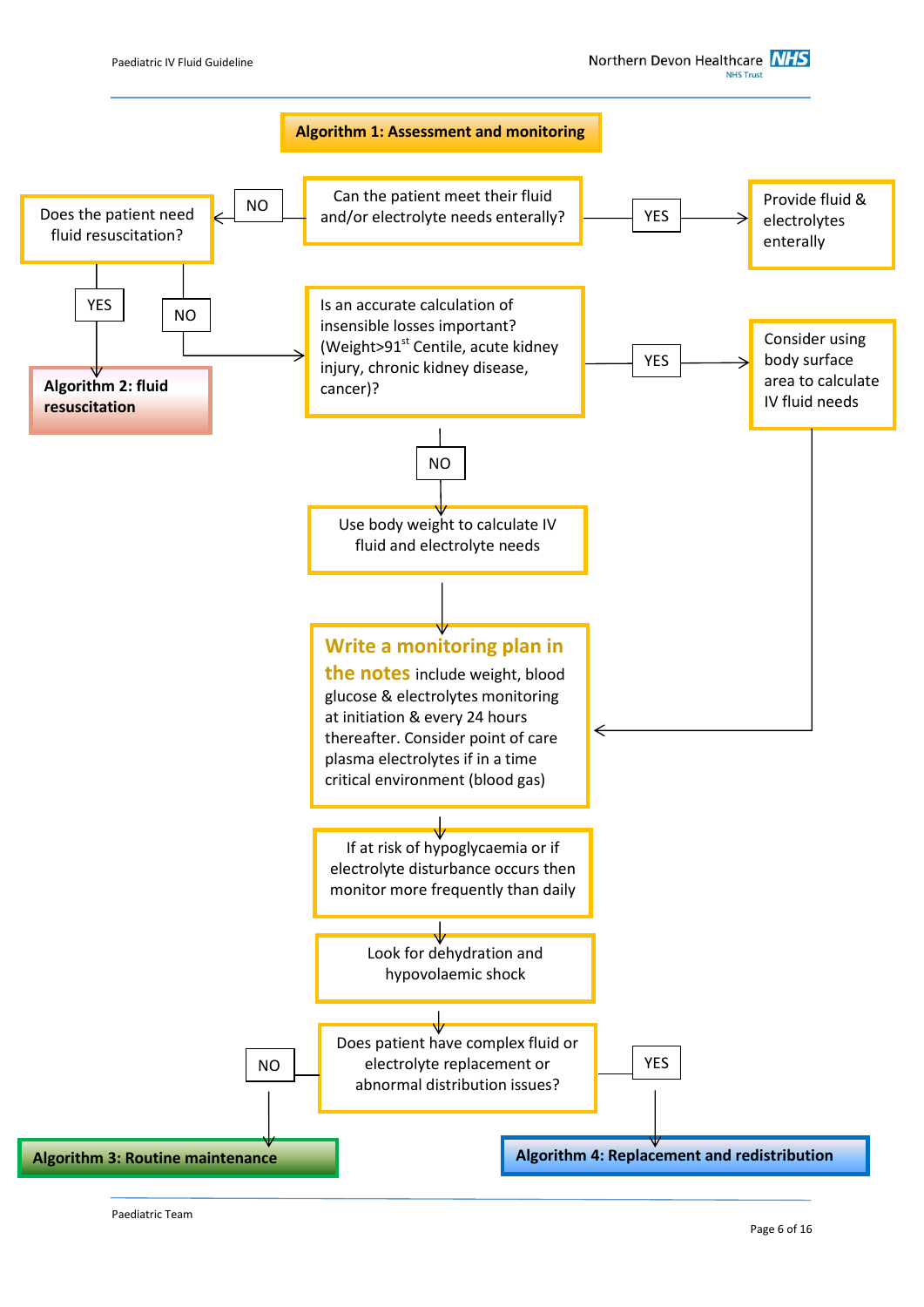## Algorithm 1: Assessment and monitoring

Can the patient meet their fluid and/or electrolyte needs enterally?

- **YES** → Provide fluid & electrolytes enterally
- **NO** → Does the patient need fluid resuscitation?
  - **YES** → **Algorithm 2: fluid resuscitation**
  - **NO** → Is an accurate calculation of insensible losses important? (Weight>91st Centile, acute kidney injury, chronic kidney disease, cancer)?
    - **YES** → Consider using body surface area to calculate IV fluid needs → Write a monitoring plan in the notes
    - **NO** → Use body weight to calculate IV fluid and electrolyte needs → Write a monitoring plan in the notes

**Write a monitoring plan in the notes** include weight, blood glucose & electrolytes monitoring at initiation & every 24 hours thereafter. Consider point of care plasma electrolytes if in a time critical environment (blood gas)

↓

If at risk of hypoglycaemia or if electrolyte disturbance occurs then monitor more frequently than daily

↓

Look for dehydration and hypovolaemic shock

↓

Does patient have complex fluid or electrolyte replacement or abnormal distribution issues?

- **NO** → **Algorithm 3: Routine maintenance**
- **YES** → **Algorithm 4: Replacement and redistribution**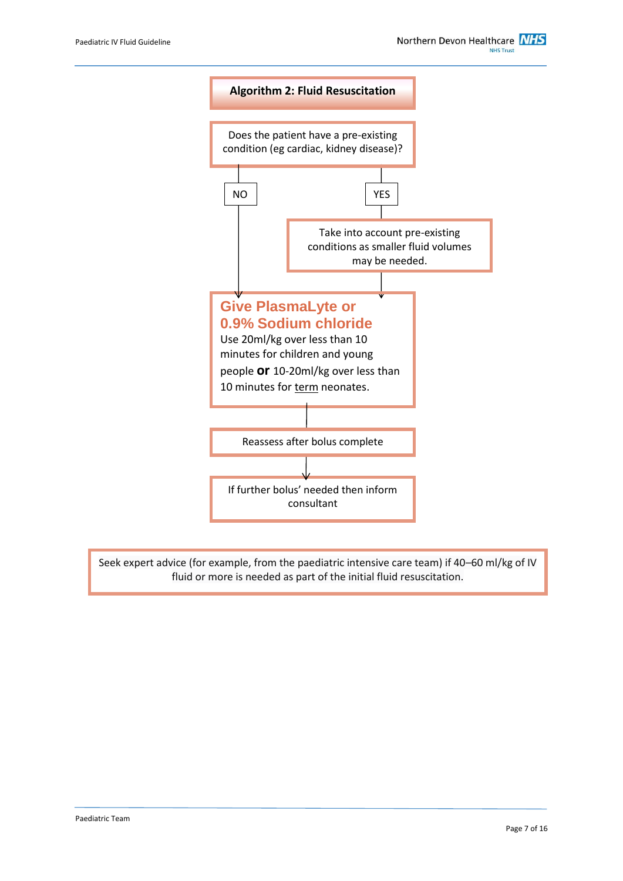## Algorithm 2: Fluid Resuscitation

Does the patient have a pre-existing condition (eg cardiac, kidney disease)?

**NO** → Give PlasmaLyte or 0.9% Sodium chloride

**YES** → Take into account pre-existing conditions as smaller fluid volumes may be needed. → Give PlasmaLyte or 0.9% Sodium chloride

**Give PlasmaLyte or 0.9% Sodium chloride**

Use 20ml/kg over less than 10 minutes for children and young people **or** 10-20ml/kg over less than 10 minutes for term neonates.

↓

Reassess after bolus complete

↓

If further bolus' needed then inform consultant

Seek expert advice (for example, from the paediatric intensive care team) if 40–60 ml/kg of IV fluid or more is needed as part of the initial fluid resuscitation.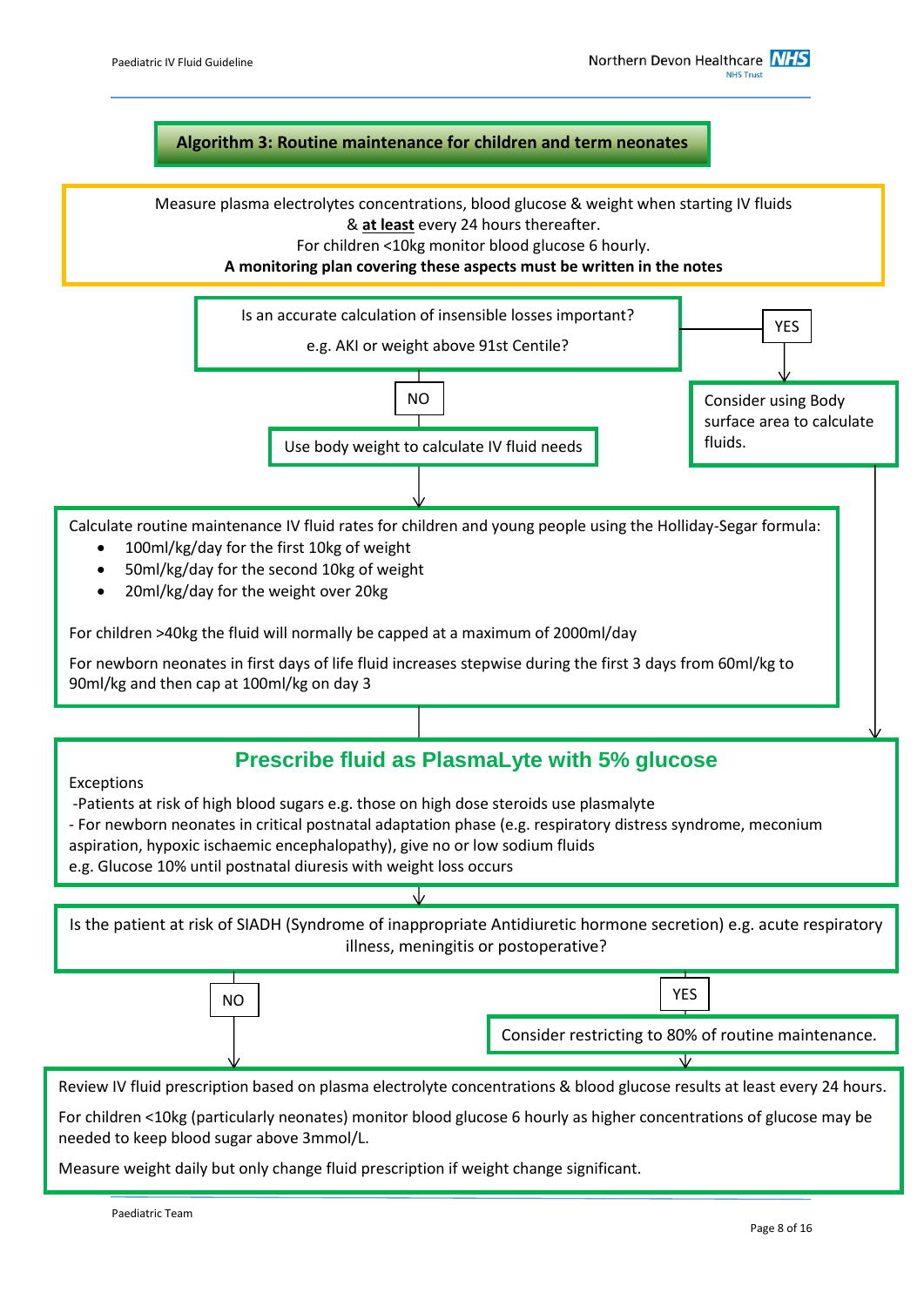## Algorithm 3: Routine maintenance for children and term neonates

Measure plasma electrolytes concentrations, blood glucose & weight when starting IV fluids & **at least** every 24 hours thereafter.
For children <10kg monitor blood glucose 6 hourly.
**A monitoring plan covering these aspects must be written in the notes**

Is an accurate calculation of insensible losses important?

e.g. AKI or weight above 91st Centile?

- **YES** → Consider using Body surface area to calculate fluids.
- **NO** → Use body weight to calculate IV fluid needs

Calculate routine maintenance IV fluid rates for children and young people using the Holliday-Segar formula:

- 100ml/kg/day for the first 10kg of weight
- 50ml/kg/day for the second 10kg of weight
- 20ml/kg/day for the weight over 20kg

For children >40kg the fluid will normally be capped at a maximum of 2000ml/day

For newborn neonates in first days of life fluid increases stepwise during the first 3 days from 60ml/kg to 90ml/kg and then cap at 100ml/kg on day 3

### Prescribe fluid as PlasmaLyte with 5% glucose

Exceptions
-Patients at risk of high blood sugars e.g. those on high dose steroids use plasmalyte
- For newborn neonates in critical postnatal adaptation phase (e.g. respiratory distress syndrome, meconium aspiration, hypoxic ischaemic encephalopathy), give no or low sodium fluids
e.g. Glucose 10% until postnatal diuresis with weight loss occurs

Is the patient at risk of SIADH (Syndrome of inappropriate Antidiuretic hormone secretion) e.g. acute respiratory illness, meningitis or postoperative?

- **YES** → Consider restricting to 80% of routine maintenance.
- **NO**

Review IV fluid prescription based on plasma electrolyte concentrations & blood glucose results at least every 24 hours.

For children <10kg (particularly neonates) monitor blood glucose 6 hourly as higher concentrations of glucose may be needed to keep blood sugar above 3mmol/L.

Measure weight daily but only change fluid prescription if weight change significant.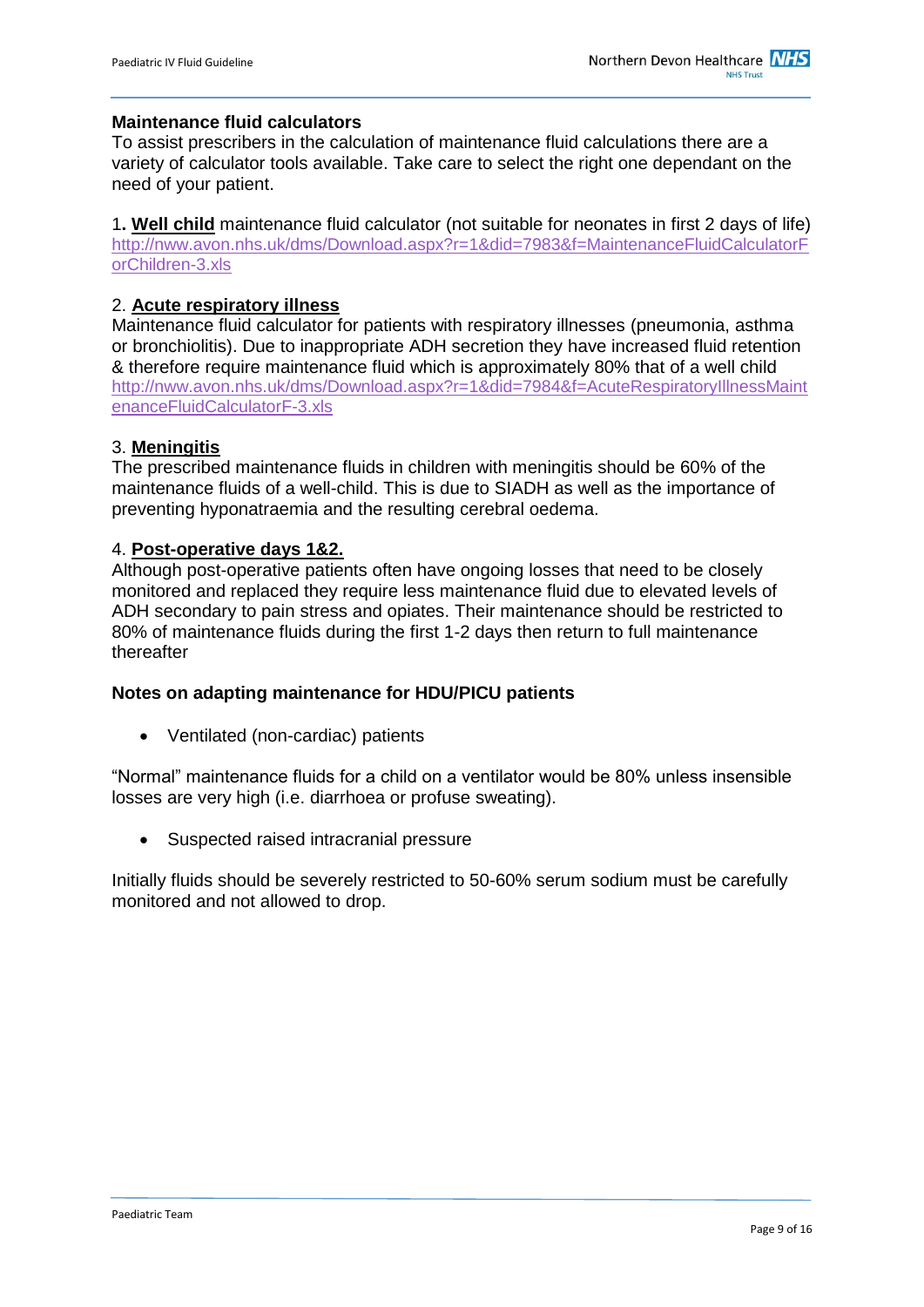## Maintenance fluid calculators

To assist prescribers in the calculation of maintenance fluid calculations there are a variety of calculator tools available. Take care to select the right one dependant on the need of your patient.

1**. Well child** maintenance fluid calculator (not suitable for neonates in first 2 days of life) http://nww.avon.nhs.uk/dms/Download.aspx?r=1&did=7983&f=MaintenanceFluidCalculatorForChildren-3.xls

2. **Acute respiratory illness**
Maintenance fluid calculator for patients with respiratory illnesses (pneumonia, asthma or bronchiolitis). Due to inappropriate ADH secretion they have increased fluid retention & therefore require maintenance fluid which is approximately 80% that of a well child http://nww.avon.nhs.uk/dms/Download.aspx?r=1&did=7984&f=AcuteRespiratoryIllnessMaintenanceFluidCalculatorF-3.xls

3. **Meningitis**
The prescribed maintenance fluids in children with meningitis should be 60% of the maintenance fluids of a well-child. This is due to SIADH as well as the importance of preventing hyponatraemia and the resulting cerebral oedema.

4. **Post-operative days 1&2.**
Although post-operative patients often have ongoing losses that need to be closely monitored and replaced they require less maintenance fluid due to elevated levels of ADH secondary to pain stress and opiates. Their maintenance should be restricted to 80% of maintenance fluids during the first 1-2 days then return to full maintenance thereafter

### Notes on adapting maintenance for HDU/PICU patients

- Ventilated (non-cardiac) patients

"Normal" maintenance fluids for a child on a ventilator would be 80% unless insensible losses are very high (i.e. diarrhoea or profuse sweating).

- Suspected raised intracranial pressure

Initially fluids should be severely restricted to 50-60% serum sodium must be carefully monitored and not allowed to drop.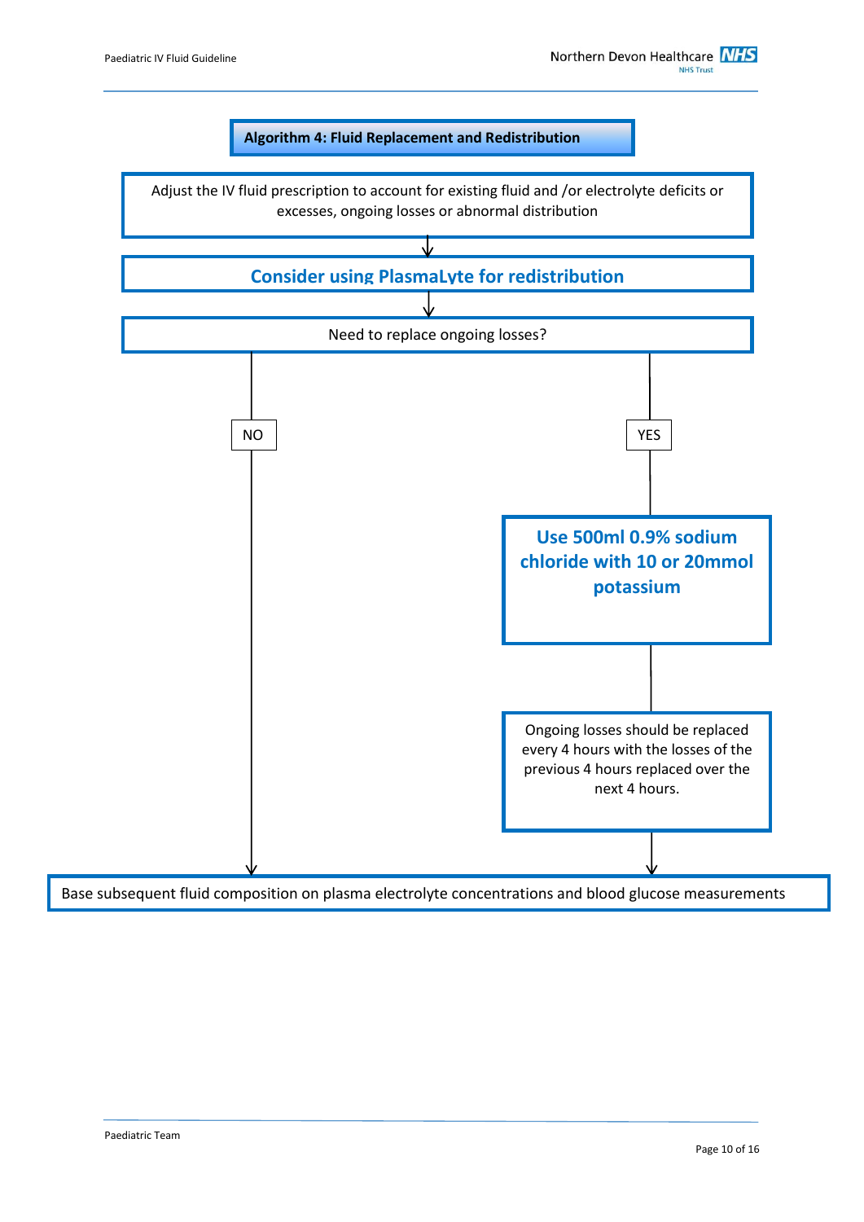## Algorithm 4: Fluid Replacement and Redistribution

Adjust the IV fluid prescription to account for existing fluid and /or electrolyte deficits or excesses, ongoing losses or abnormal distribution

↓

**Consider using PlasmaLyte for redistribution**

↓

Need to replace ongoing losses?

- **NO** → Base subsequent fluid composition on plasma electrolyte concentrations and blood glucose measurements
- **YES** → **Use 500ml 0.9% sodium chloride with 10 or 20mmol potassium**
  - → Ongoing losses should be replaced every 4 hours with the losses of the previous 4 hours replaced over the next 4 hours.
  - → Base subsequent fluid composition on plasma electrolyte concentrations and blood glucose measurements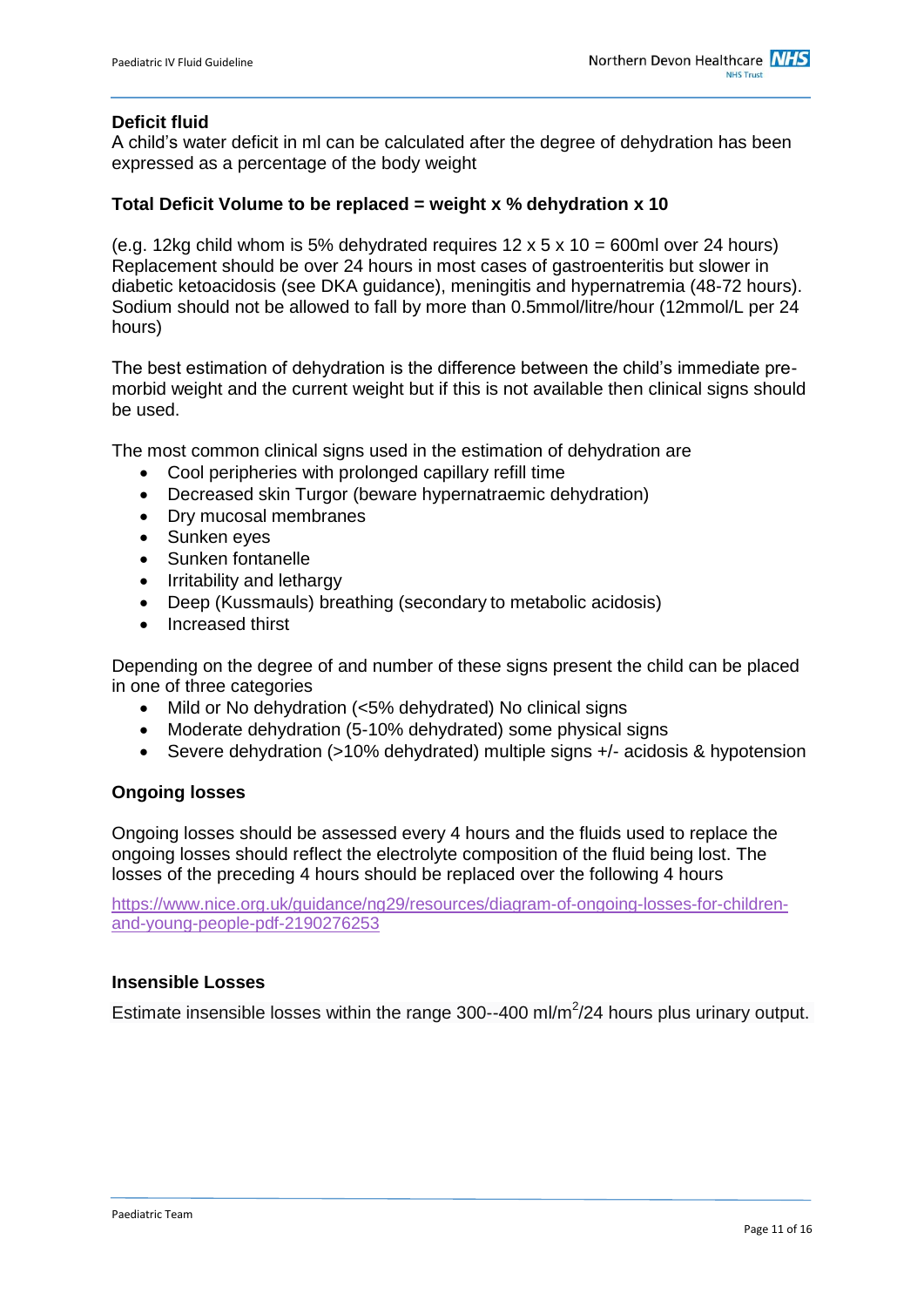## Deficit fluid

A child's water deficit in ml can be calculated after the degree of dehydration has been expressed as a percentage of the body weight

**Total Deficit Volume to be replaced = weight x % dehydration x 10**

(e.g. 12kg child whom is 5% dehydrated requires 12 x 5 x 10 = 600ml over 24 hours) Replacement should be over 24 hours in most cases of gastroenteritis but slower in diabetic ketoacidosis (see DKA guidance), meningitis and hypernatremia (48-72 hours). Sodium should not be allowed to fall by more than 0.5mmol/litre/hour (12mmol/L per 24 hours)

The best estimation of dehydration is the difference between the child's immediate pre-morbid weight and the current weight but if this is not available then clinical signs should be used.

The most common clinical signs used in the estimation of dehydration are

- Cool peripheries with prolonged capillary refill time
- Decreased skin Turgor (beware hypernatraemic dehydration)
- Dry mucosal membranes
- Sunken eyes
- Sunken fontanelle
- Irritability and lethargy
- Deep (Kussmauls) breathing (secondary to metabolic acidosis)
- Increased thirst

Depending on the degree of and number of these signs present the child can be placed in one of three categories

- Mild or No dehydration (<5% dehydrated) No clinical signs
- Moderate dehydration (5-10% dehydrated) some physical signs
- Severe dehydration (>10% dehydrated) multiple signs +/- acidosis & hypotension

## Ongoing losses

Ongoing losses should be assessed every 4 hours and the fluids used to replace the ongoing losses should reflect the electrolyte composition of the fluid being lost. The losses of the preceding 4 hours should be replaced over the following 4 hours

https://www.nice.org.uk/guidance/ng29/resources/diagram-of-ongoing-losses-for-children-and-young-people-pdf-2190276253

## Insensible Losses

Estimate insensible losses within the range 300--400 ml/m$^2$/24 hours plus urinary output.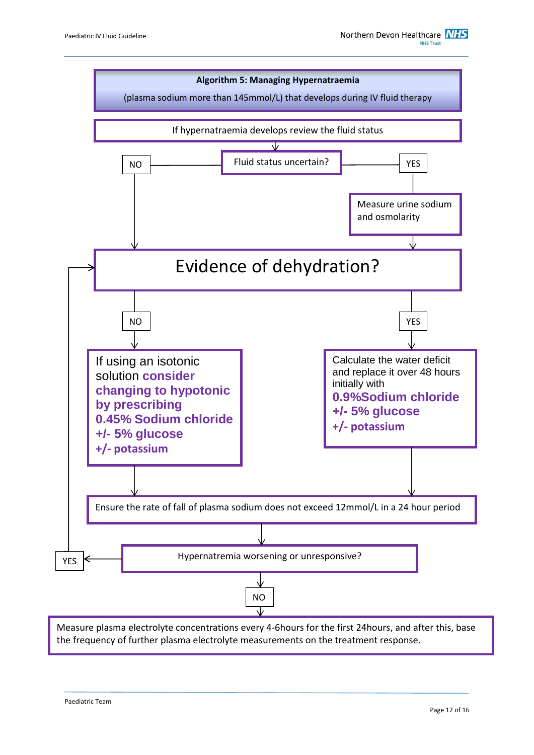**Algorithm 5: Managing Hypernatraemia**

(plasma sodium more than 145mmol/L) that develops during IV fluid therapy

If hypernatraemia develops review the fluid status

Fluid status uncertain?

- NO → Evidence of dehydration?
- YES → Measure urine sodium and osmolarity → Evidence of dehydration?

# Evidence of dehydration?

- NO → If using an isotonic solution consider **changing to hypotonic by prescribing 0.45% Sodium chloride +/- 5% glucose +/- potassium**
- YES → Calculate the water deficit and replace it over 48 hours initially with **0.9%Sodium chloride +/- 5% glucose +/- potassium**

Ensure the rate of fall of plasma sodium does not exceed 12mmol/L in a 24 hour period

Hypernatremia worsening or unresponsive?

- YES → return to Evidence of dehydration?
- NO → Measure plasma electrolyte concentrations every 4-6hours for the first 24hours, and after this, base the frequency of further plasma electrolyte measurements on the treatment response.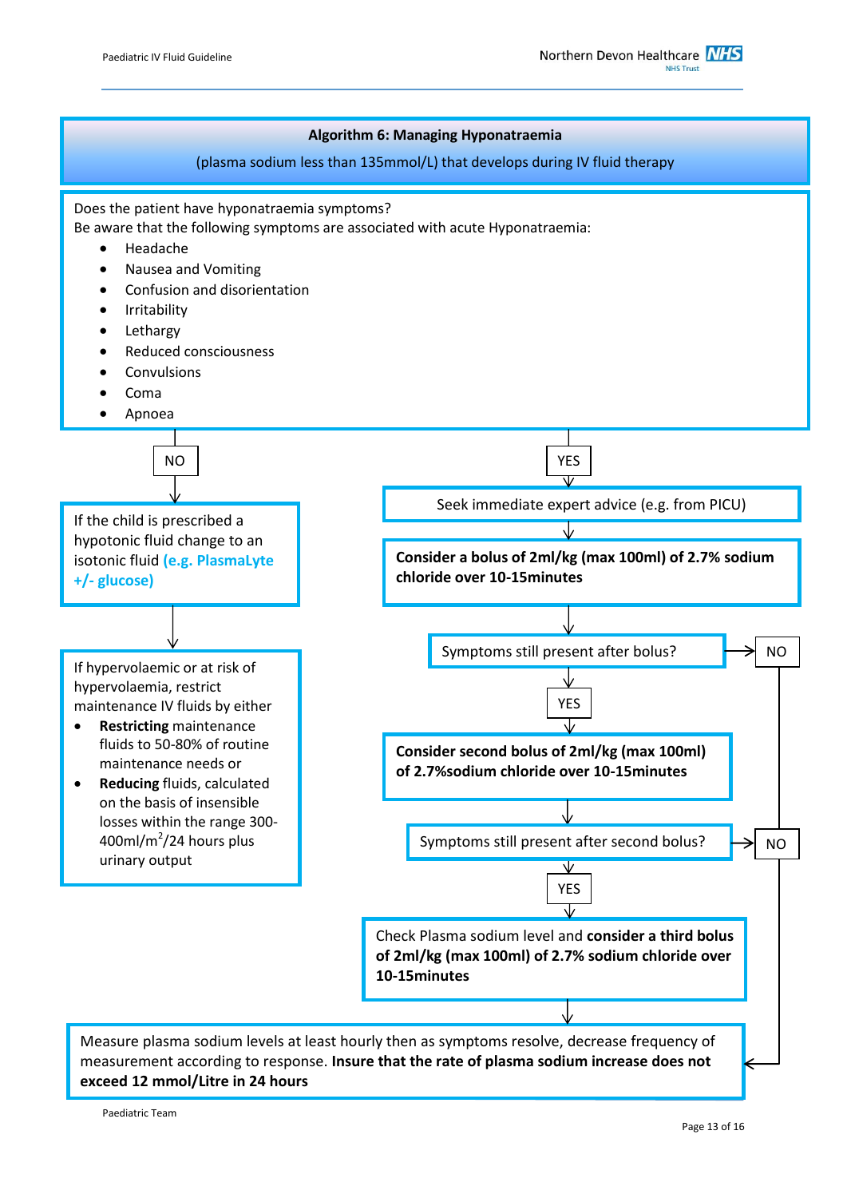**Algorithm 6: Managing Hyponatraemia**

(plasma sodium less than 135mmol/L) that develops during IV fluid therapy

Does the patient have hyponatraemia symptoms?
Be aware that the following symptoms are associated with acute Hyponatraemia:

- Headache
- Nausea and Vomiting
- Confusion and disorientation
- Irritability
- Lethargy
- Reduced consciousness
- Convulsions
- Coma
- Apnoea

**NO**

If the child is prescribed a hypotonic fluid change to an isotonic fluid **(e.g. PlasmaLyte +/- glucose)**

↓

If hypervolaemic or at risk of hypervolaemia, restrict maintenance IV fluids by either

- **Restricting** maintenance fluids to 50-80% of routine maintenance needs or
- **Reducing** fluids, calculated on the basis of insensible losses within the range 300-400ml/m$^2$/24 hours plus urinary output

**YES**

Seek immediate expert advice (e.g. from PICU)

↓

**Consider a bolus of 2ml/kg (max 100ml) of 2.7% sodium chloride over 10-15minutes**

↓

Symptoms still present after bolus? → NO (go to final step)

YES ↓

**Consider second bolus of 2ml/kg (max 100ml) of 2.7%sodium chloride over 10-15minutes**

↓

Symptoms still present after second bolus? → NO (go to final step)

YES ↓

Check Plasma sodium level and **consider a third bolus of 2ml/kg (max 100ml) of 2.7% sodium chloride over 10-15minutes**

↓

Measure plasma sodium levels at least hourly then as symptoms resolve, decrease frequency of measurement according to response. **Insure that the rate of plasma sodium increase does not exceed 12 mmol/Litre in 24 hours**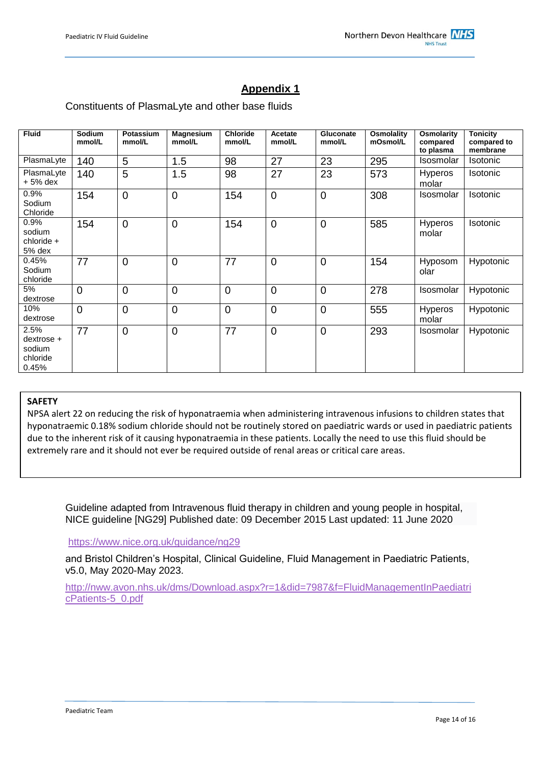## Appendix 1

Constituents of PlasmaLyte and other base fluids

| Fluid | Sodium mmol/L | Potassium mmol/L | Magnesium mmol/L | Chloride mmol/L | Acetate mmol/L | Gluconate mmol/L | Osmolality mOsmol/L | Osmolarity compared to plasma | Tonicity compared to membrane |
|---|---|---|---|---|---|---|---|---|---|
| PlasmaLyte | 140 | 5 | 1.5 | 98 | 27 | 23 | 295 | Isosmolar | Isotonic |
| PlasmaLyte + 5% dex | 140 | 5 | 1.5 | 98 | 27 | 23 | 573 | Hyperosmolar | Isotonic |
| 0.9% Sodium Chloride | 154 | 0 | 0 | 154 | 0 | 0 | 308 | Isosmolar | Isotonic |
| 0.9% sodium chloride + 5% dex | 154 | 0 | 0 | 154 | 0 | 0 | 585 | Hyperosmolar | Isotonic |
| 0.45% Sodium chloride | 77 | 0 | 0 | 77 | 0 | 0 | 154 | Hyposmolar | Hypotonic |
| 5% dextrose | 0 | 0 | 0 | 0 | 0 | 0 | 278 | Isosmolar | Hypotonic |
| 10% dextrose | 0 | 0 | 0 | 0 | 0 | 0 | 555 | Hyperosmolar | Hypotonic |
| 2.5% dextrose + sodium chloride 0.45% | 77 | 0 | 0 | 77 | 0 | 0 | 293 | Isosmolar | Hypotonic |

**SAFETY**

NPSA alert 22 on reducing the risk of hyponatraemia when administering intravenous infusions to children states that hyponatraemic 0.18% sodium chloride should not be routinely stored on paediatric wards or used in paediatric patients due to the inherent risk of it causing hyponatraemia in these patients. Locally the need to use this fluid should be extremely rare and it should not ever be required outside of renal areas or critical care areas.

Guideline adapted from Intravenous fluid therapy in children and young people in hospital, NICE guideline [NG29] Published date: 09 December 2015 Last updated: 11 June 2020

https://www.nice.org.uk/guidance/ng29

and Bristol Children's Hospital, Clinical Guideline, Fluid Management in Paediatric Patients, v5.0, May 2020-May 2023.

http://nww.avon.nhs.uk/dms/Download.aspx?r=1&did=7987&f=FluidManagementInPaediatricPatients-5_0.pdf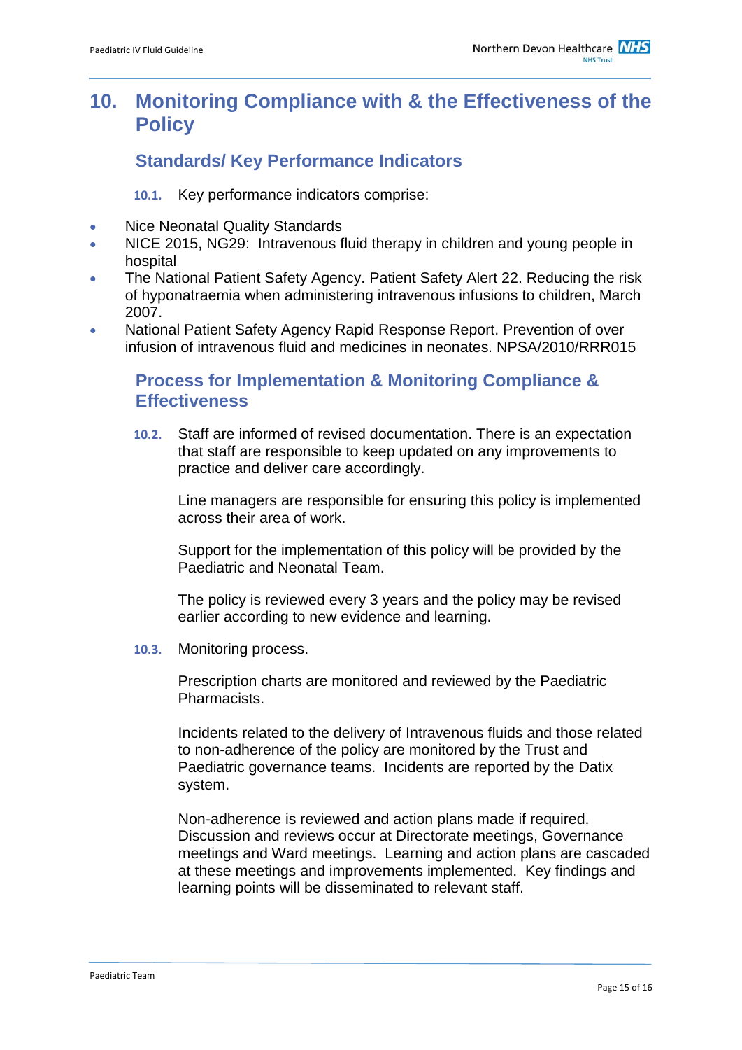# 10. Monitoring Compliance with & the Effectiveness of the Policy

## Standards/ Key Performance Indicators

**10.1.** Key performance indicators comprise:

- Nice Neonatal Quality Standards
- NICE 2015, NG29: Intravenous fluid therapy in children and young people in hospital
- The National Patient Safety Agency. Patient Safety Alert 22. Reducing the risk of hyponatraemia when administering intravenous infusions to children, March 2007.
- National Patient Safety Agency Rapid Response Report. Prevention of over infusion of intravenous fluid and medicines in neonates. NPSA/2010/RRR015

## Process for Implementation & Monitoring Compliance & Effectiveness

**10.2.** Staff are informed of revised documentation. There is an expectation that staff are responsible to keep updated on any improvements to practice and deliver care accordingly.

Line managers are responsible for ensuring this policy is implemented across their area of work.

Support for the implementation of this policy will be provided by the Paediatric and Neonatal Team.

The policy is reviewed every 3 years and the policy may be revised earlier according to new evidence and learning.

**10.3.** Monitoring process.

Prescription charts are monitored and reviewed by the Paediatric Pharmacists.

Incidents related to the delivery of Intravenous fluids and those related to non-adherence of the policy are monitored by the Trust and Paediatric governance teams. Incidents are reported by the Datix system.

Non-adherence is reviewed and action plans made if required. Discussion and reviews occur at Directorate meetings, Governance meetings and Ward meetings. Learning and action plans are cascaded at these meetings and improvements implemented. Key findings and learning points will be disseminated to relevant staff.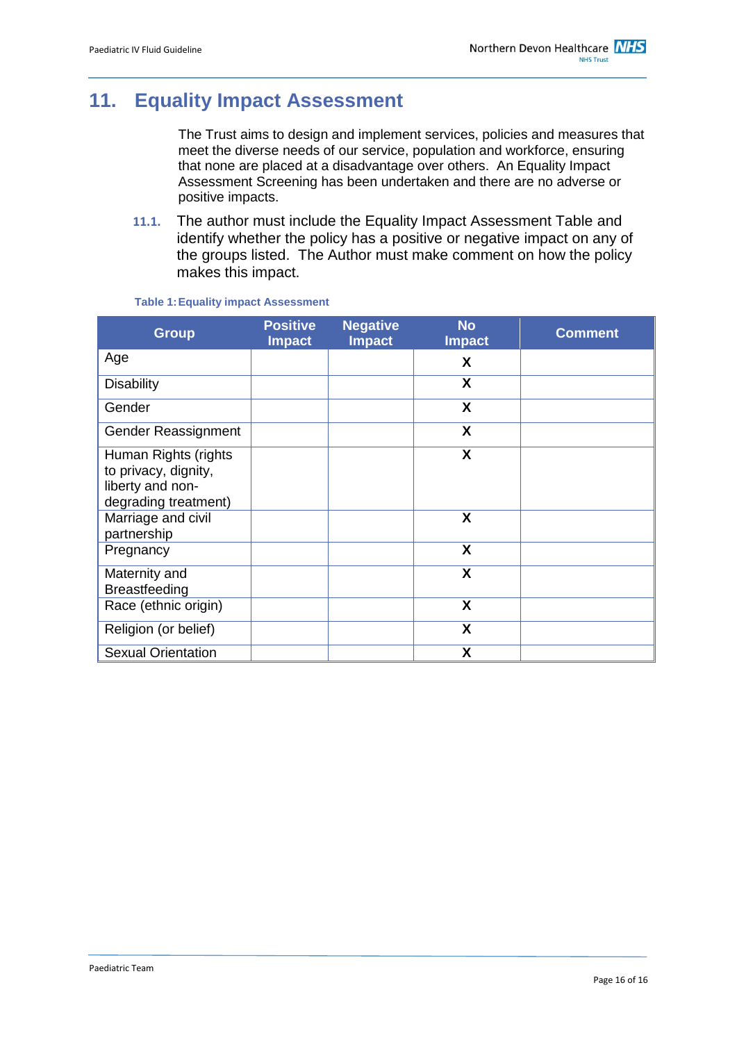# 11. Equality Impact Assessment

The Trust aims to design and implement services, policies and measures that meet the diverse needs of our service, population and workforce, ensuring that none are placed at a disadvantage over others. An Equality Impact Assessment Screening has been undertaken and there are no adverse or positive impacts.

**11.1.** The author must include the Equality Impact Assessment Table and identify whether the policy has a positive or negative impact on any of the groups listed. The Author must make comment on how the policy makes this impact.

**Table 1: Equality impact Assessment**

| Group | Positive Impact | Negative Impact | No Impact | Comment |
|---|---|---|---|---|
| Age | | | X | |
| Disability | | | X | |
| Gender | | | X | |
| Gender Reassignment | | | X | |
| Human Rights (rights to privacy, dignity, liberty and non-degrading treatment) | | | X | |
| Marriage and civil partnership | | | X | |
| Pregnancy | | | X | |
| Maternity and Breastfeeding | | | X | |
| Race (ethnic origin) | | | X | |
| Religion (or belief) | | | X | |
| Sexual Orientation | | | X | |